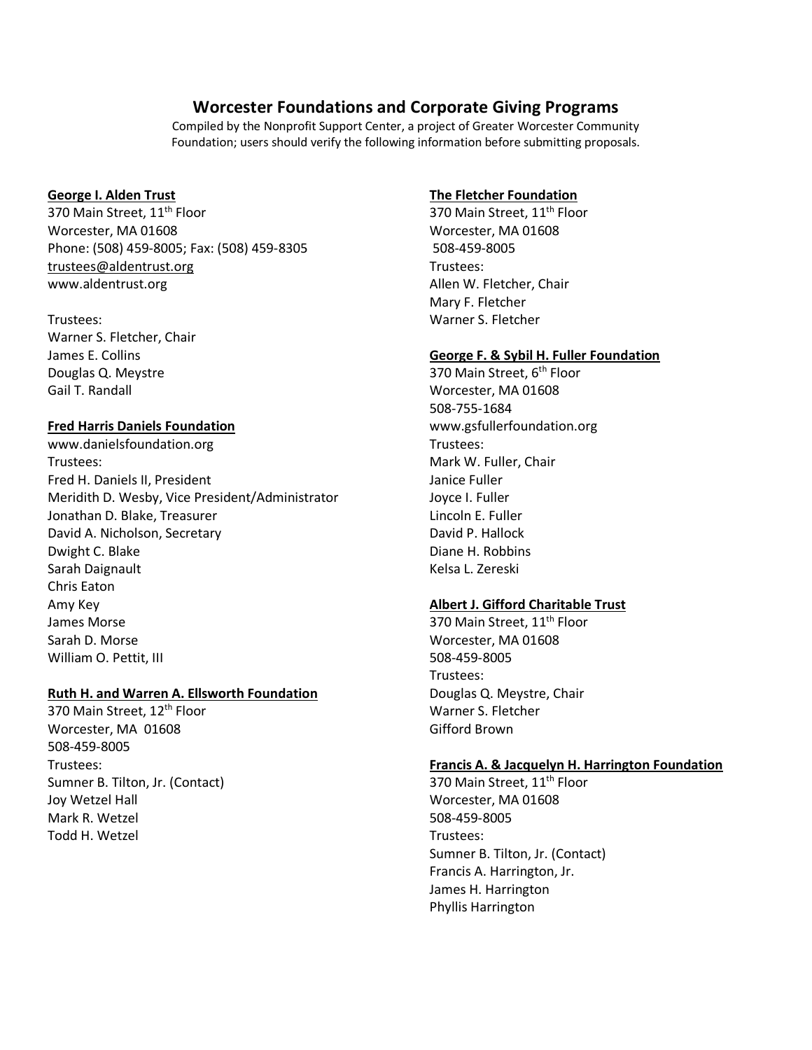# Worcester Foundations and Corporate Giving Programs

Compiled by the Nonprofit Support Center, a project of Greater Worcester Community Foundation; users should verify the following information before submitting proposals.

**George I. Alden Trust**
370 Main Street, 11th Floor
Worcester, MA 01608
Phone: (508) 459-8005; Fax: (508) 459-8305
trustees@aldentrust.org
www.aldentrust.org

Trustees:
Warner S. Fletcher, Chair
James E. Collins
Douglas Q. Meystre
Gail T. Randall

**Fred Harris Daniels Foundation**
www.danielsfoundation.org
Trustees:
Fred H. Daniels II, President
Meridith D. Wesby, Vice President/Administrator
Jonathan D. Blake, Treasurer
David A. Nicholson, Secretary
Dwight C. Blake
Sarah Daignault
Chris Eaton
Amy Key
James Morse
Sarah D. Morse
William O. Pettit, III

**Ruth H. and Warren A. Ellsworth Foundation**
370 Main Street, 12th Floor
Worcester, MA 01608
508-459-8005
Trustees:
Sumner B. Tilton, Jr. (Contact)
Joy Wetzel Hall
Mark R. Wetzel
Todd H. Wetzel

**The Fletcher Foundation**
370 Main Street, 11th Floor
Worcester, MA 01608
508-459-8005
Trustees:
Allen W. Fletcher, Chair
Mary F. Fletcher
Warner S. Fletcher

**George F. & Sybil H. Fuller Foundation**
370 Main Street, 6th Floor
Worcester, MA 01608
508-755-1684
www.gsfullerfoundation.org
Trustees:
Mark W. Fuller, Chair
Janice Fuller
Joyce I. Fuller
Lincoln E. Fuller
David P. Hallock
Diane H. Robbins
Kelsa L. Zereski

**Albert J. Gifford Charitable Trust**
370 Main Street, 11th Floor
Worcester, MA 01608
508-459-8005
Trustees:
Douglas Q. Meystre, Chair
Warner S. Fletcher
Gifford Brown

**Francis A. & Jacquelyn H. Harrington Foundation**
370 Main Street, 11th Floor
Worcester, MA 01608
508-459-8005
Trustees:
Sumner B. Tilton, Jr. (Contact)
Francis A. Harrington, Jr.
James H. Harrington
Phyllis Harrington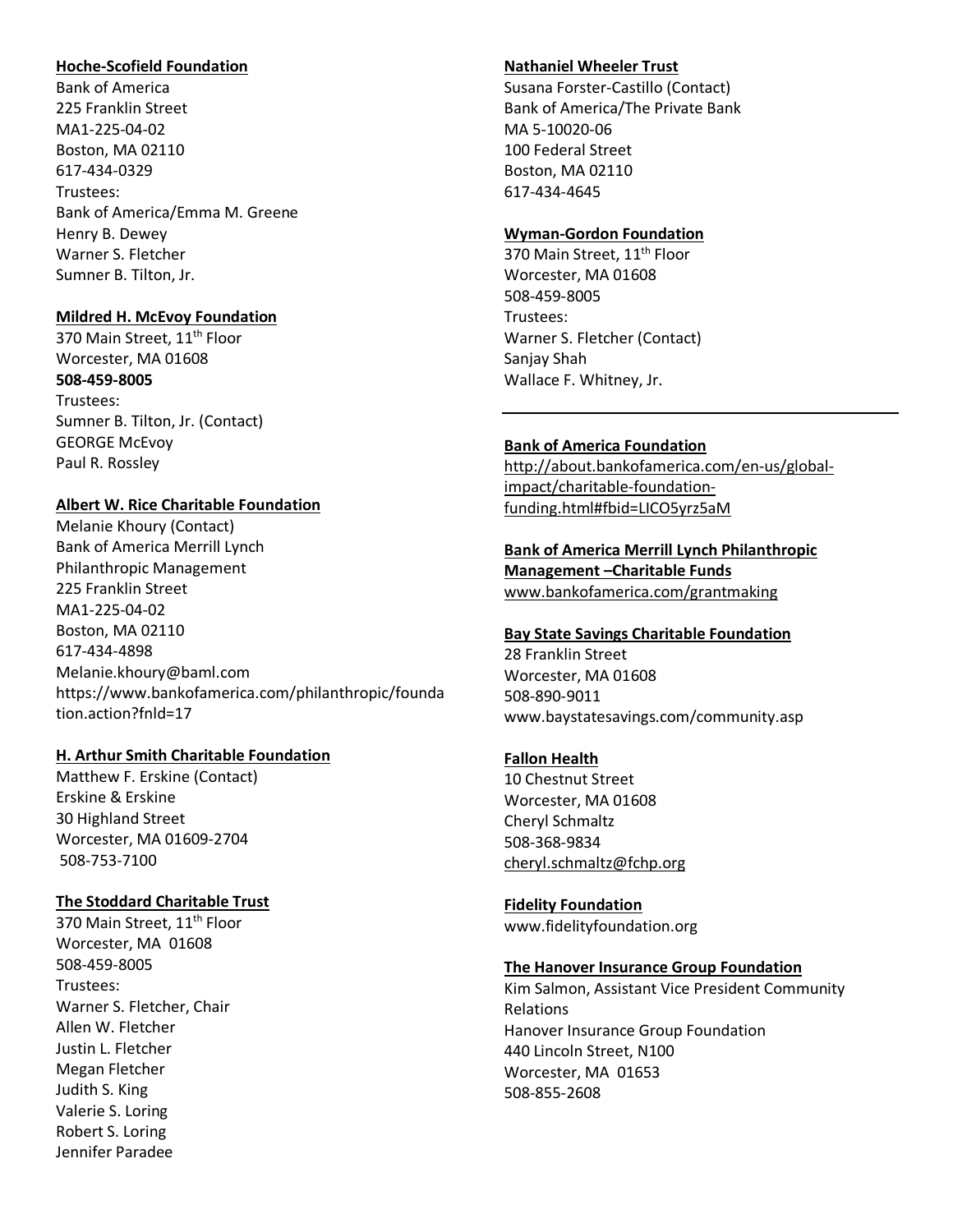**Hoche-Scofield Foundation**
Bank of America
225 Franklin Street
MA1-225-04-02
Boston, MA 02110
617-434-0329
Trustees:
Bank of America/Emma M. Greene
Henry B. Dewey
Warner S. Fletcher
Sumner B. Tilton, Jr.

**Mildred H. McEvoy Foundation**
370 Main Street, 11th Floor
Worcester, MA 01608
**508-459-8005**
Trustees:
Sumner B. Tilton, Jr. (Contact)
GEORGE McEvoy
Paul R. Rossley

**Albert W. Rice Charitable Foundation**
Melanie Khoury (Contact)
Bank of America Merrill Lynch
Philanthropic Management
225 Franklin Street
MA1-225-04-02
Boston, MA 02110
617-434-4898
Melanie.khoury@baml.com
https://www.bankofamerica.com/philanthropic/foundation.action?fnld=17

**H. Arthur Smith Charitable Foundation**
Matthew F. Erskine (Contact)
Erskine & Erskine
30 Highland Street
Worcester, MA 01609-2704
508-753-7100

**The Stoddard Charitable Trust**
370 Main Street, 11th Floor
Worcester, MA 01608
508-459-8005
Trustees:
Warner S. Fletcher, Chair
Allen W. Fletcher
Justin L. Fletcher
Megan Fletcher
Judith S. King
Valerie S. Loring
Robert S. Loring
Jennifer Paradee

**Nathaniel Wheeler Trust**
Susana Forster-Castillo (Contact)
Bank of America/The Private Bank
MA 5-10020-06
100 Federal Street
Boston, MA 02110
617-434-4645

**Wyman-Gordon Foundation**
370 Main Street, 11th Floor
Worcester, MA 01608
508-459-8005
Trustees:
Warner S. Fletcher (Contact)
Sanjay Shah
Wallace F. Whitney, Jr.

---

**Bank of America Foundation**
http://about.bankofamerica.com/en-us/global-impact/charitable-foundation-funding.html#fbid=LICO5yrz5aM

**Bank of America Merrill Lynch Philanthropic Management –Charitable Funds**
www.bankofamerica.com/grantmaking

**Bay State Savings Charitable Foundation**
28 Franklin Street
Worcester, MA 01608
508-890-9011
www.baystatesavings.com/community.asp

**Fallon Health**
10 Chestnut Street
Worcester, MA 01608
Cheryl Schmaltz
508-368-9834
cheryl.schmaltz@fchp.org

**Fidelity Foundation**
www.fidelityfoundation.org

**The Hanover Insurance Group Foundation**
Kim Salmon, Assistant Vice President Community Relations
Hanover Insurance Group Foundation
440 Lincoln Street, N100
Worcester, MA 01653
508-855-2608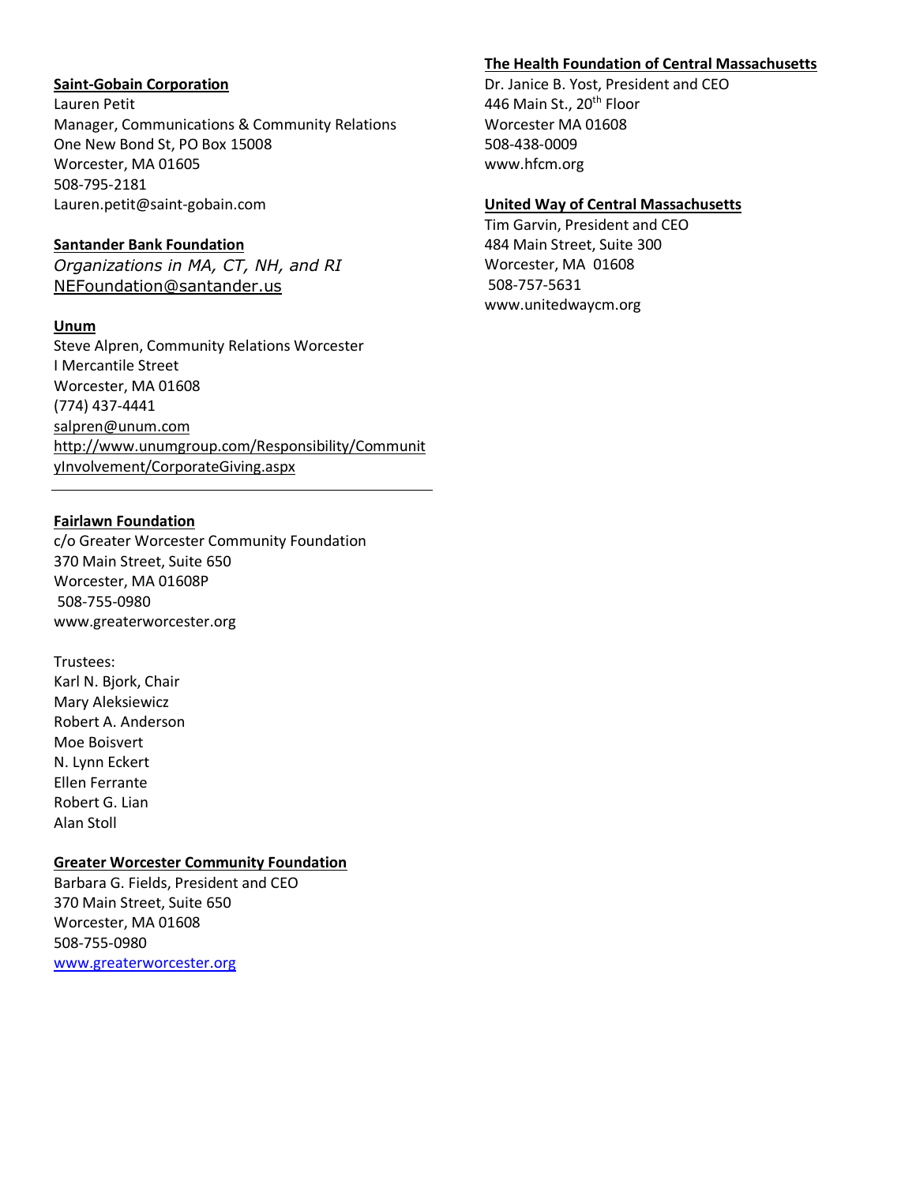**Saint-Gobain Corporation**
Lauren Petit
Manager, Communications & Community Relations
One New Bond St, PO Box 15008
Worcester, MA 01605
508-795-2181
Lauren.petit@saint-gobain.com

**Santander Bank Foundation**
*Organizations in MA, CT, NH, and RI*
NEFoundation@santander.us

**Unum**
Steve Alpren, Community Relations Worcester
I Mercantile Street
Worcester, MA 01608
(774) 437-4441
salpren@unum.com
http://www.unumgroup.com/Responsibility/CommunityInvolvement/CorporateGiving.aspx

---

**Fairlawn Foundation**
c/o Greater Worcester Community Foundation
370 Main Street, Suite 650
Worcester, MA 01608P
508-755-0980
www.greaterworcester.org

Trustees:
Karl N. Bjork, Chair
Mary Aleksiewicz
Robert A. Anderson
Moe Boisvert
N. Lynn Eckert
Ellen Ferrante
Robert G. Lian
Alan Stoll

**Greater Worcester Community Foundation**
Barbara G. Fields, President and CEO
370 Main Street, Suite 650
Worcester, MA 01608
508-755-0980
www.greaterworcester.org

**The Health Foundation of Central Massachusetts**
Dr. Janice B. Yost, President and CEO
446 Main St., 20th Floor
Worcester MA 01608
508-438-0009
www.hfcm.org

**United Way of Central Massachusetts**
Tim Garvin, President and CEO
484 Main Street, Suite 300
Worcester, MA 01608
508-757-5631
www.unitedwaycm.org